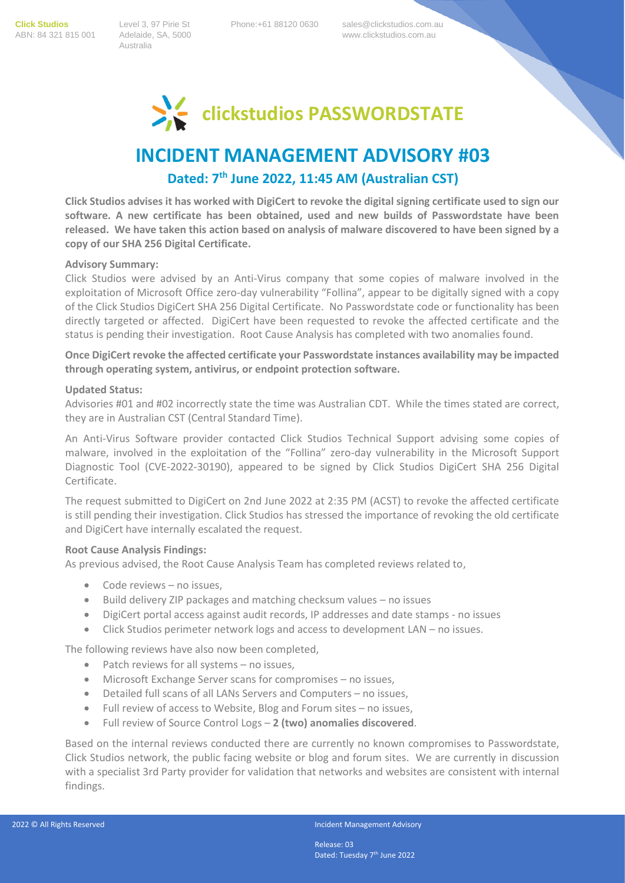Click Studios
ABN: 84 321 815 001

Level 3, 97 Pirie St
Adelaide, SA, 5000
Australia

Phone:+61 88120 0630

sales@clickstudios.com.au
www.clickstudios.com.au

**clickstudios PASSWORDSTATE**

# INCIDENT MANAGEMENT ADVISORY #03

## Dated: 7th June 2022, 11:45 AM (Australian CST)

**Click Studios advises it has worked with DigiCert to revoke the digital signing certificate used to sign our software. A new certificate has been obtained, used and new builds of Passwordstate have been released. We have taken this action based on analysis of malware discovered to have been signed by a copy of our SHA 256 Digital Certificate.**

**Advisory Summary:**

Click Studios were advised by an Anti-Virus company that some copies of malware involved in the exploitation of Microsoft Office zero-day vulnerability "Follina", appear to be digitally signed with a copy of the Click Studios DigiCert SHA 256 Digital Certificate. No Passwordstate code or functionality has been directly targeted or affected. DigiCert have been requested to revoke the affected certificate and the status is pending their investigation. Root Cause Analysis has completed with two anomalies found.

**Once DigiCert revoke the affected certificate your Passwordstate instances availability may be impacted through operating system, antivirus, or endpoint protection software.**

**Updated Status:**

Advisories #01 and #02 incorrectly state the time was Australian CDT. While the times stated are correct, they are in Australian CST (Central Standard Time).

An Anti-Virus Software provider contacted Click Studios Technical Support advising some copies of malware, involved in the exploitation of the "Follina" zero-day vulnerability in the Microsoft Support Diagnostic Tool (CVE-2022-30190), appeared to be signed by Click Studios DigiCert SHA 256 Digital Certificate.

The request submitted to DigiCert on 2nd June 2022 at 2:35 PM (ACST) to revoke the affected certificate is still pending their investigation. Click Studios has stressed the importance of revoking the old certificate and DigiCert have internally escalated the request.

**Root Cause Analysis Findings:**

As previous advised, the Root Cause Analysis Team has completed reviews related to,

- Code reviews – no issues,
- Build delivery ZIP packages and matching checksum values – no issues
- DigiCert portal access against audit records, IP addresses and date stamps - no issues
- Click Studios perimeter network logs and access to development LAN – no issues.

The following reviews have also now been completed,

- Patch reviews for all systems – no issues,
- Microsoft Exchange Server scans for compromises – no issues,
- Detailed full scans of all LANs Servers and Computers – no issues,
- Full review of access to Website, Blog and Forum sites – no issues,
- Full review of Source Control Logs – **2 (two) anomalies discovered**.

Based on the internal reviews conducted there are currently no known compromises to Passwordstate, Click Studios network, the public facing website or blog and forum sites. We are currently in discussion with a specialist 3rd Party provider for validation that networks and websites are consistent with internal findings.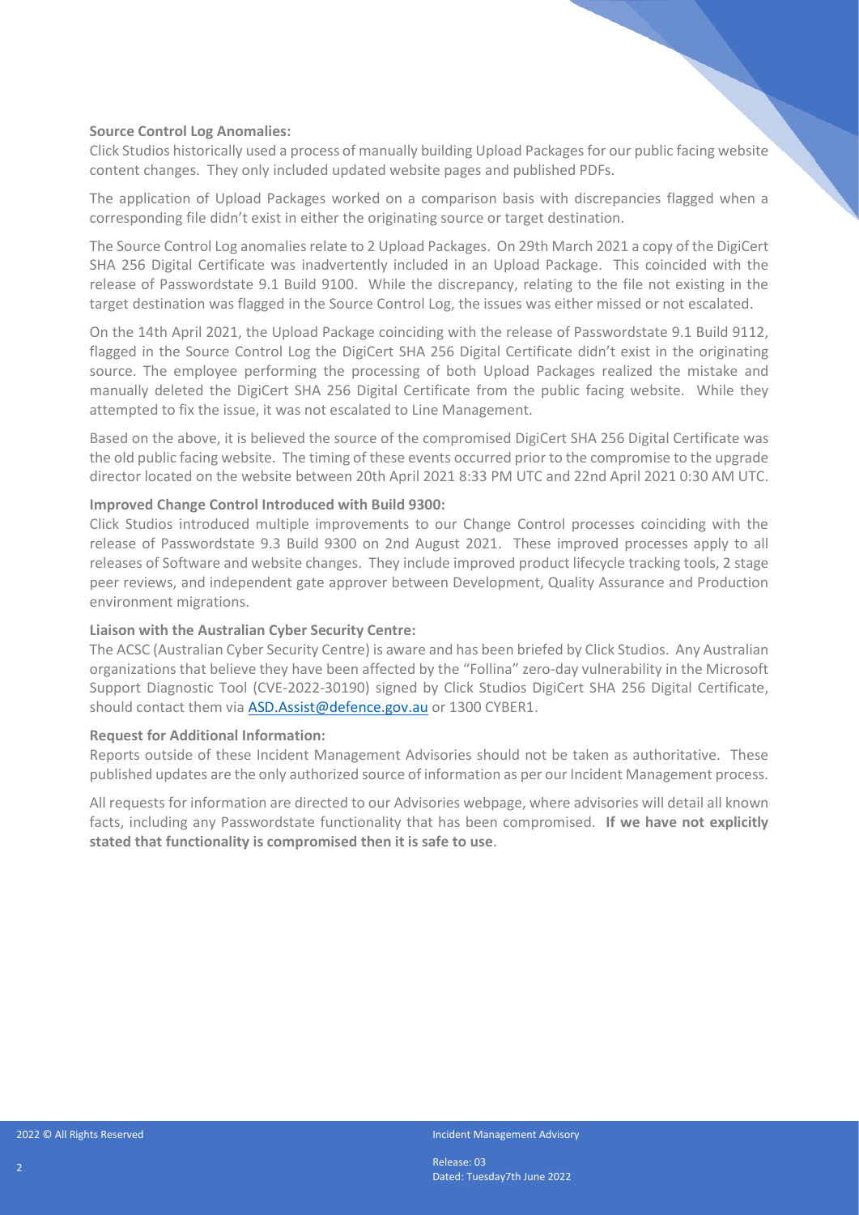**Source Control Log Anomalies:**

Click Studios historically used a process of manually building Upload Packages for our public facing website content changes. They only included updated website pages and published PDFs.

The application of Upload Packages worked on a comparison basis with discrepancies flagged when a corresponding file didn't exist in either the originating source or target destination.

The Source Control Log anomalies relate to 2 Upload Packages. On 29th March 2021 a copy of the DigiCert SHA 256 Digital Certificate was inadvertently included in an Upload Package. This coincided with the release of Passwordstate 9.1 Build 9100. While the discrepancy, relating to the file not existing in the target destination was flagged in the Source Control Log, the issues was either missed or not escalated.

On the 14th April 2021, the Upload Package coinciding with the release of Passwordstate 9.1 Build 9112, flagged in the Source Control Log the DigiCert SHA 256 Digital Certificate didn't exist in the originating source. The employee performing the processing of both Upload Packages realized the mistake and manually deleted the DigiCert SHA 256 Digital Certificate from the public facing website. While they attempted to fix the issue, it was not escalated to Line Management.

Based on the above, it is believed the source of the compromised DigiCert SHA 256 Digital Certificate was the old public facing website. The timing of these events occurred prior to the compromise to the upgrade director located on the website between 20th April 2021 8:33 PM UTC and 22nd April 2021 0:30 AM UTC.

**Improved Change Control Introduced with Build 9300:**

Click Studios introduced multiple improvements to our Change Control processes coinciding with the release of Passwordstate 9.3 Build 9300 on 2nd August 2021. These improved processes apply to all releases of Software and website changes. They include improved product lifecycle tracking tools, 2 stage peer reviews, and independent gate approver between Development, Quality Assurance and Production environment migrations.

**Liaison with the Australian Cyber Security Centre:**

The ACSC (Australian Cyber Security Centre) is aware and has been briefed by Click Studios. Any Australian organizations that believe they have been affected by the "Follina" zero-day vulnerability in the Microsoft Support Diagnostic Tool (CVE-2022-30190) signed by Click Studios DigiCert SHA 256 Digital Certificate, should contact them via ASD.Assist@defence.gov.au or 1300 CYBER1.

**Request for Additional Information:**

Reports outside of these Incident Management Advisories should not be taken as authoritative. These published updates are the only authorized source of information as per our Incident Management process.

All requests for information are directed to our Advisories webpage, where advisories will detail all known facts, including any Passwordstate functionality that has been compromised. **If we have not explicitly stated that functionality is compromised then it is safe to use**.